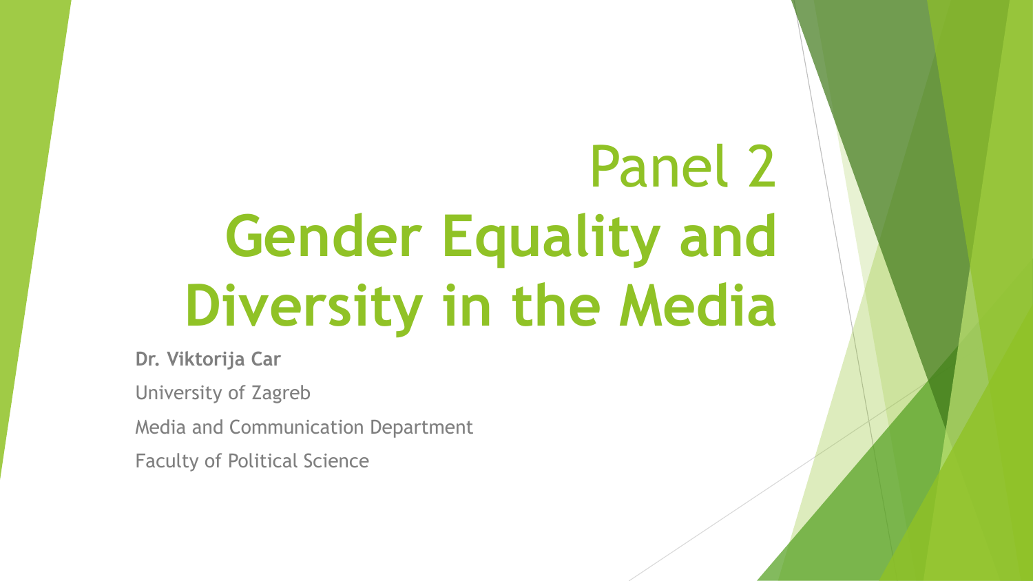# Panel 2
# **Gender Equality and Diversity in the Media**

**Dr. Viktorija Car**

University of Zagreb

Media and Communication Department

Faculty of Political Science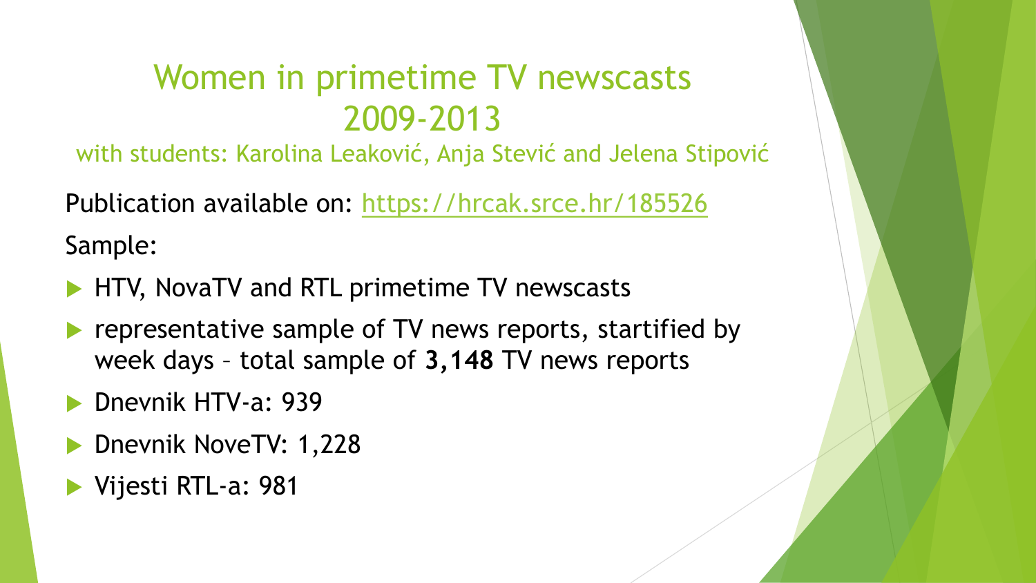# Women in primetime TV newscasts 2009-2013

with students: Karolina Leaković, Anja Stević and Jelena Stipović

Publication available on: https://hrcak.srce.hr/185526

Sample:

- HTV, NovaTV and RTL primetime TV newscasts
- representative sample of TV news reports, startified by week days – total sample of **3,148** TV news reports
- Dnevnik HTV-a: 939
- Dnevnik NoveTV: 1,228
- Vijesti RTL-a: 981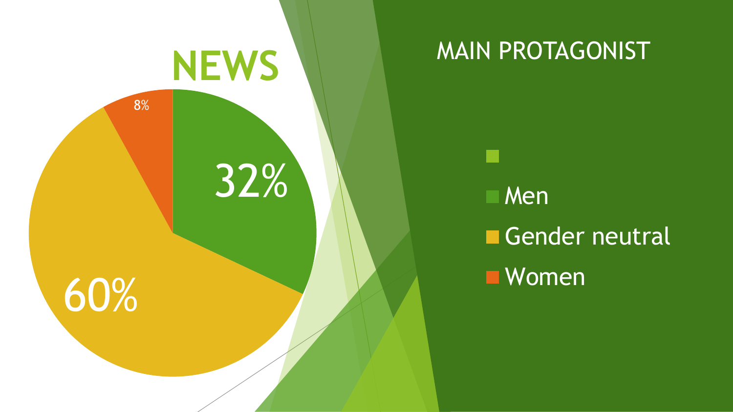# NEWS

## MAIN PROTAGONIST

| Category | Percentage |
| --- | --- |
| Men | 32% |
| Gender neutral | 60% |
| Women | 8% |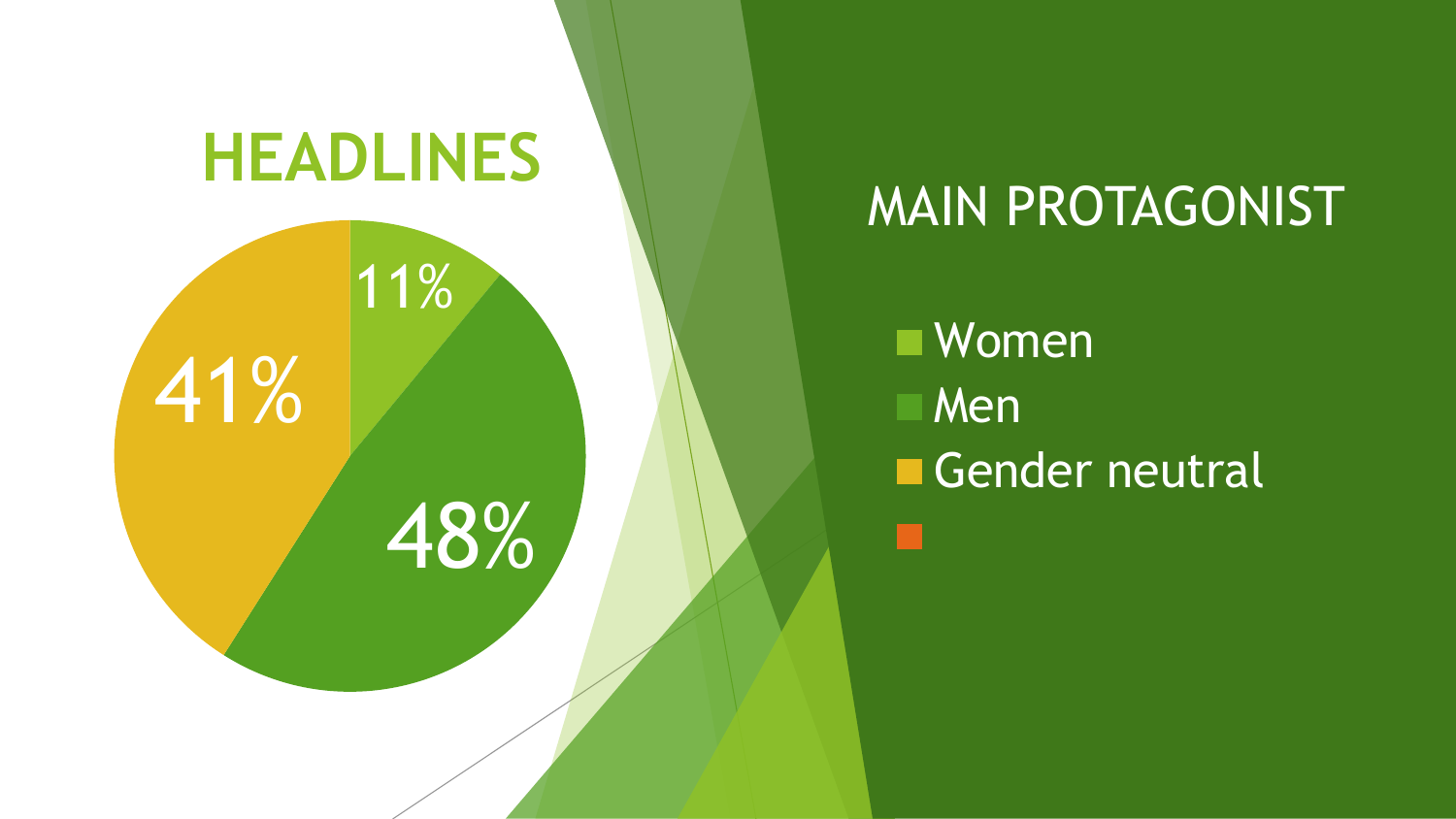## HEADLINES

| Main protagonist | Share |
| --- | --- |
| Women | 11% |
| Men | 48% |
| Gender neutral | 41% |

MAIN PROTAGONIST

- Women
- Men
- Gender neutral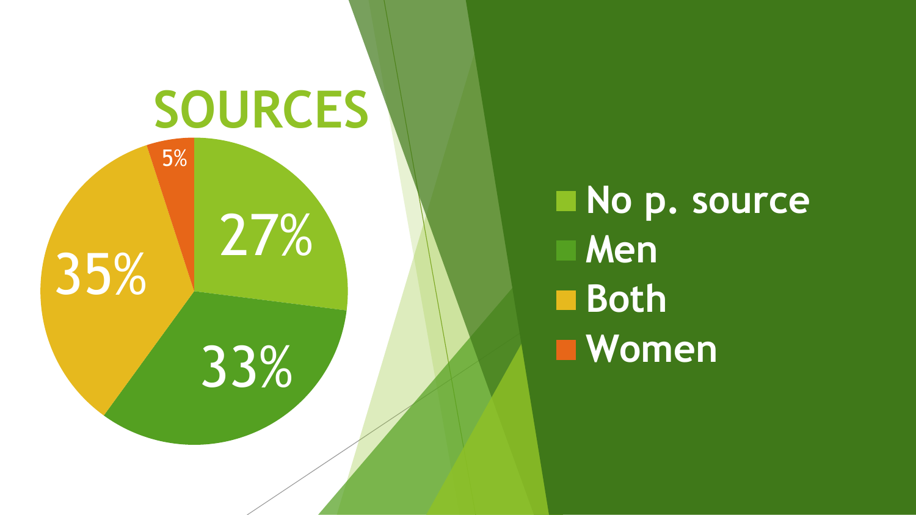# SOURCES

| Source | Percentage |
| --- | --- |
| No p. source | 27% |
| Men | 33% |
| Both | 35% |
| Women | 5% |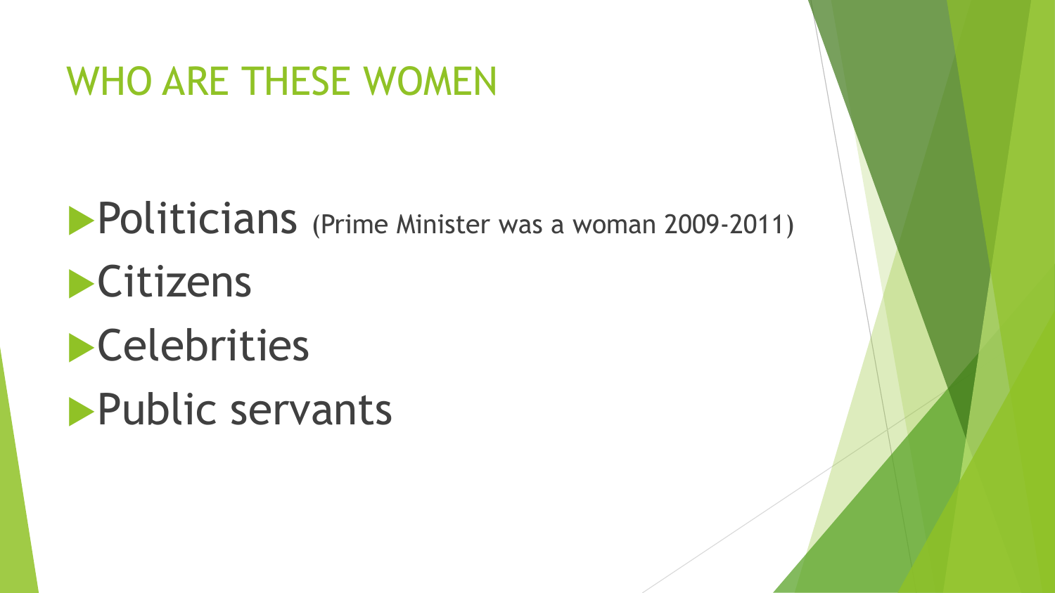# WHO ARE THESE WOMEN

- Politicians (Prime Minister was a woman 2009-2011)
- Citizens
- Celebrities
- Public servants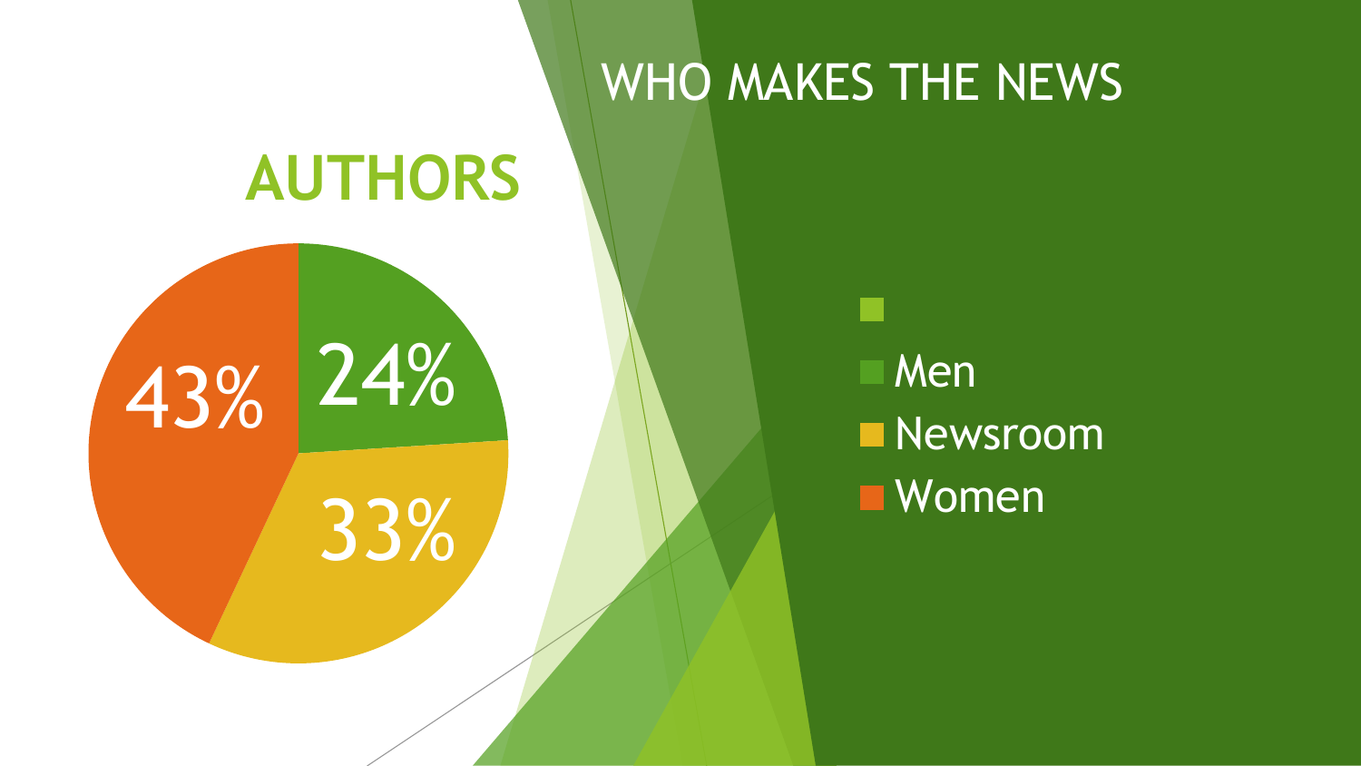# WHO MAKES THE NEWS

## AUTHORS

| Category | Percentage |
| --- | --- |
| Men | 24% |
| Newsroom | 33% |
| Women | 43% |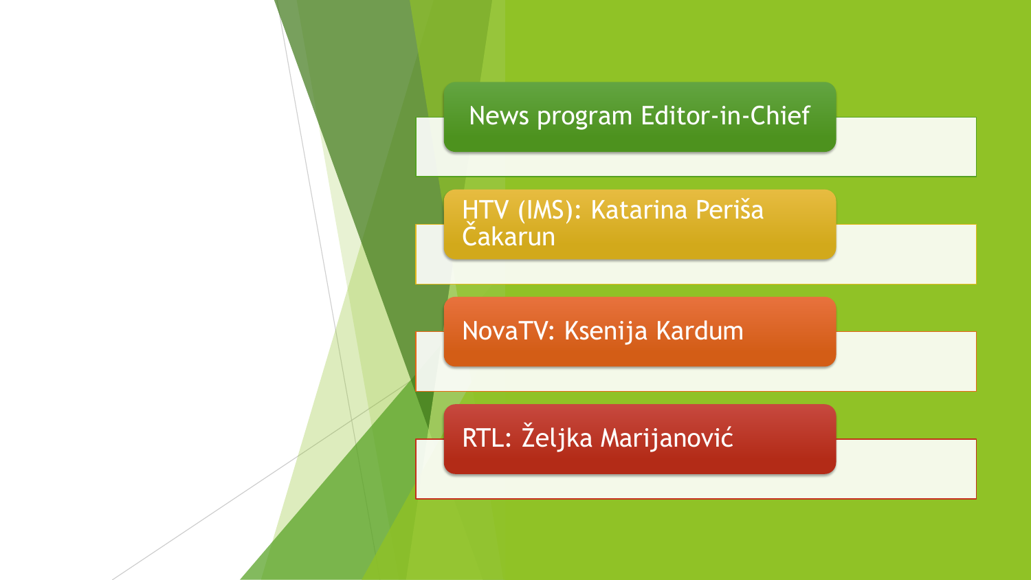## News program Editor-in-Chief

- HTV (IMS): Katarina Periša Čakarun
- NovaTV: Ksenija Kardum
- RTL: Željka Marijanović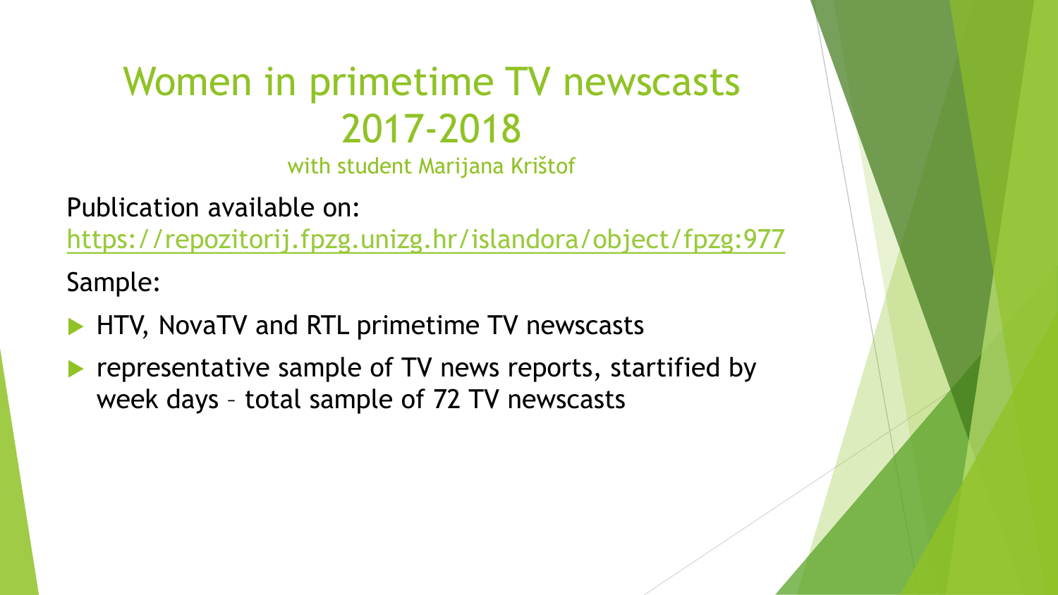# Women in primetime TV newscasts 2017-2018

with student Marijana Krištof

Publication available on: [https://repozitorij.fpzg.unizg.hr/islandora/object/fpzg:977](https://repozitorij.fpzg.unizg.hr/islandora/object/fpzg:977)

Sample:

- HTV, NovaTV and RTL primetime TV newscasts
- representative sample of TV news reports, startified by week days – total sample of 72 TV newscasts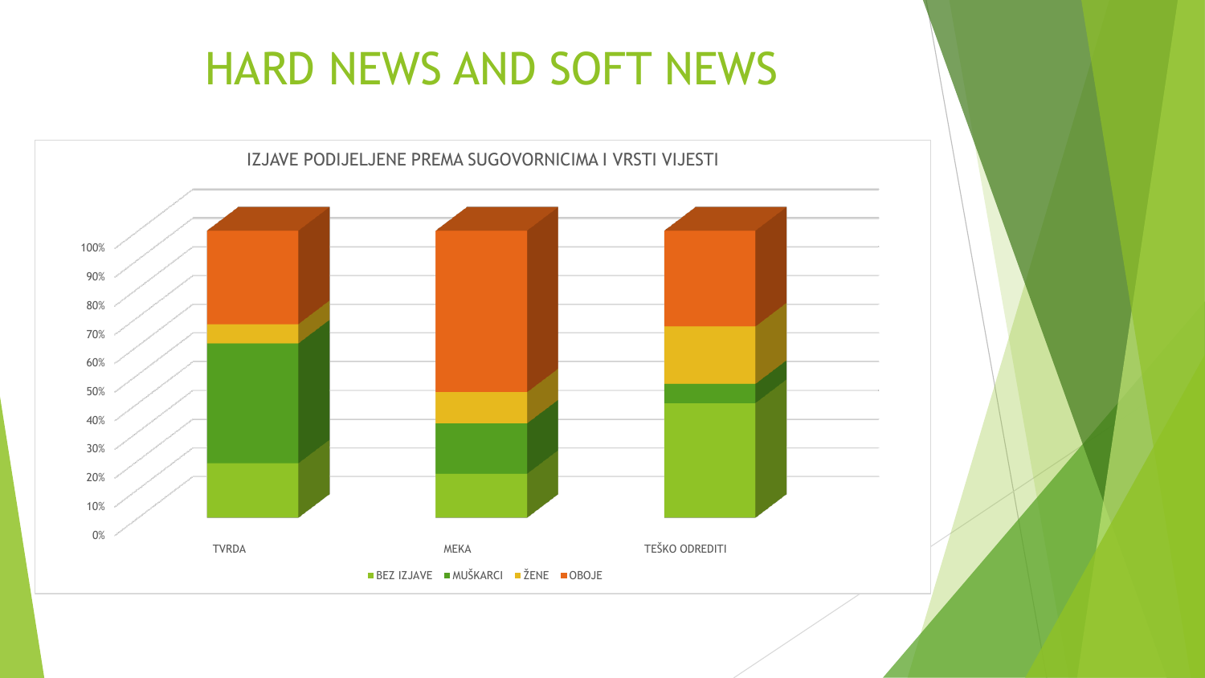# HARD NEWS AND SOFT NEWS

IZJAVE PODIJELJENE PREMA SUGOVORNICIMA I VRSTI VIJESTI

100%
90%
80%
70%
60%
50%
40%
30%
20%
10%
0%

TVRDA
MEKA
TEŠKO ODREDITI

BEZ IZJAVE · MUŠKARCI · ŽENE · OBOJE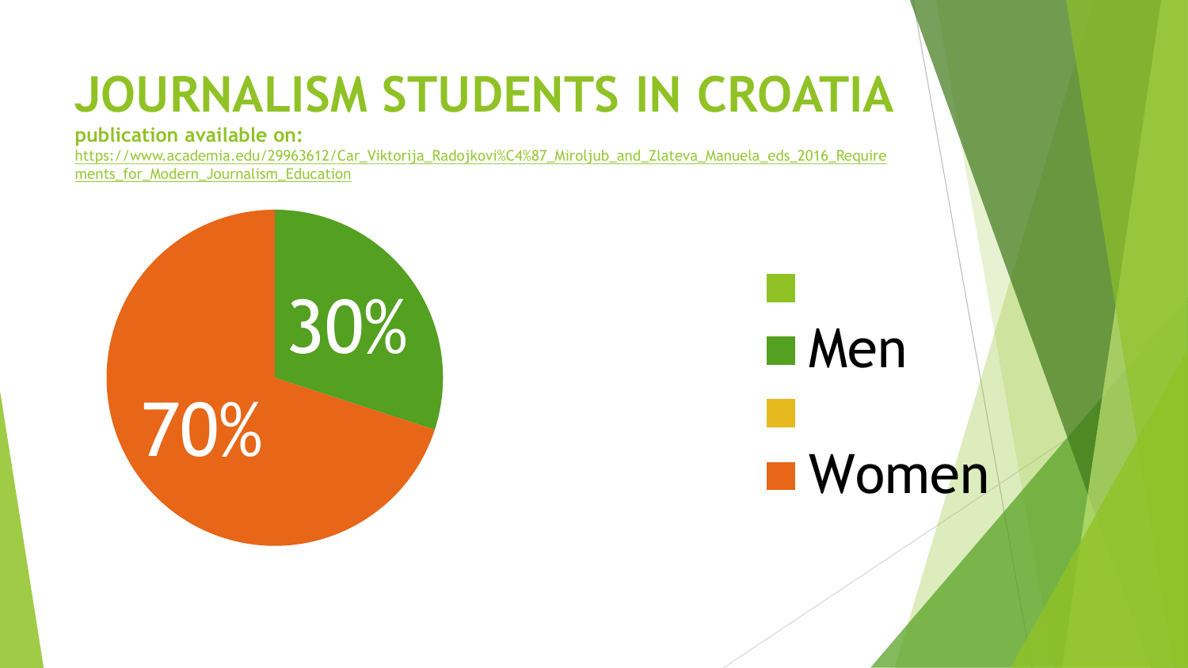# JOURNALISM STUDENTS IN CROATIA

**publication available on:**

https://www.academia.edu/29963612/Car_Viktorija_Radojkovi%C4%87_Miroljub_and_Zlateva_Manuela_eds_2016_Requirements_for_Modern_Journalism_Education

| Gender | Share |
| --- | --- |
| Men | 30% |
| Women | 70% |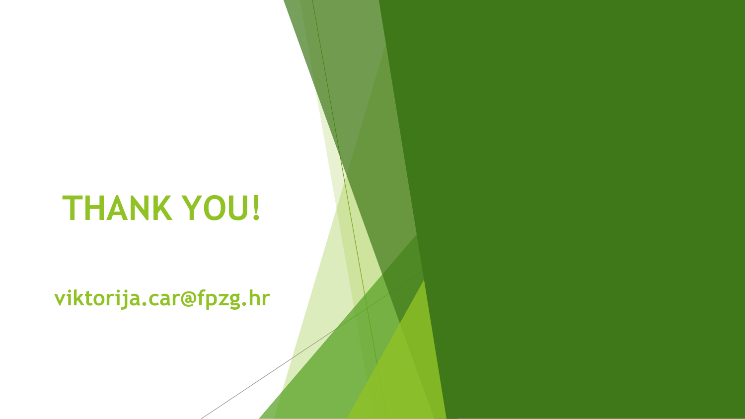# THANK YOU!

viktorija.car@fpzg.hr